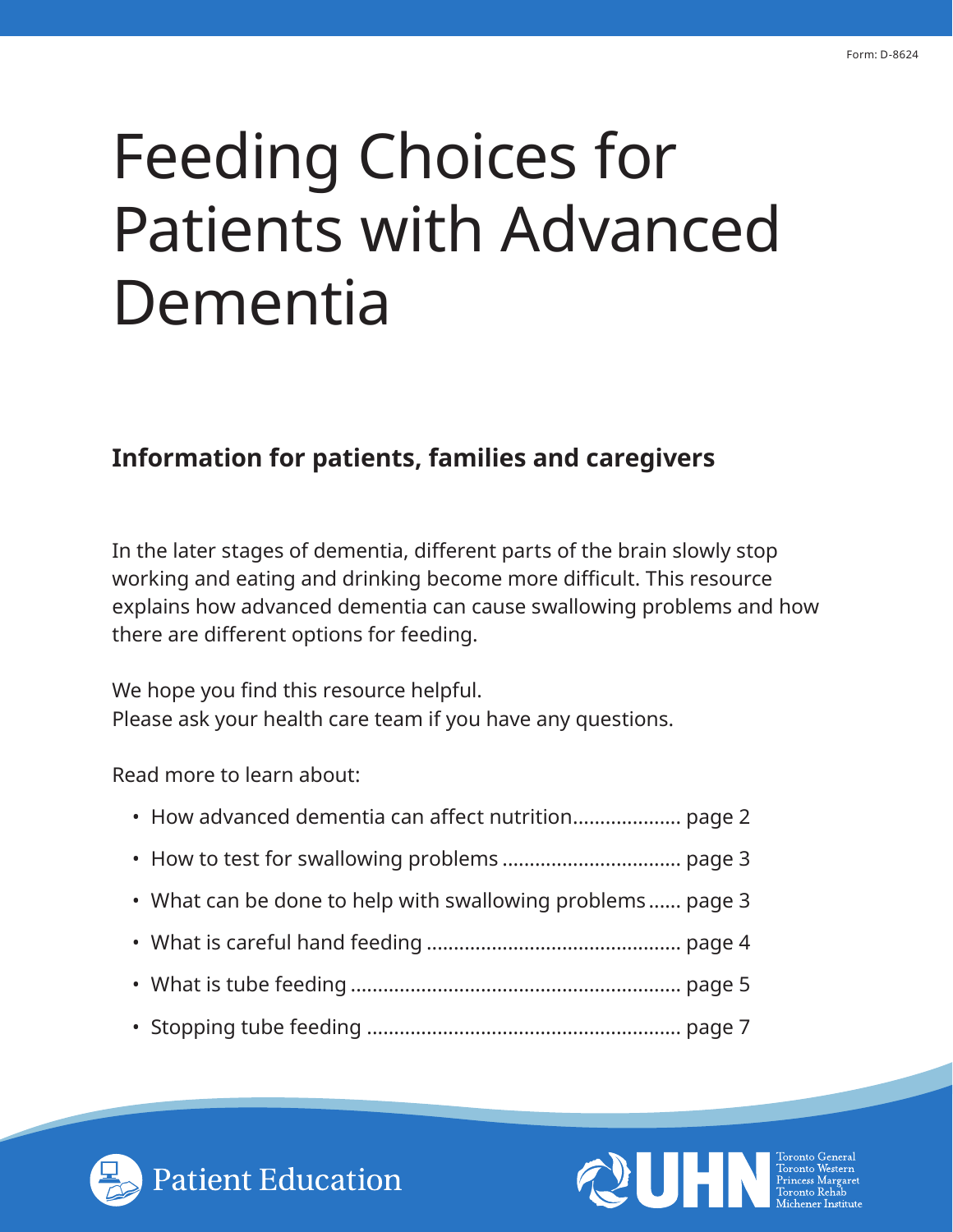Form: D-8624

# Feeding Choices for Patients with Advanced Dementia

## Information for patients, families and caregivers

In the later stages of dementia, different parts of the brain slowly stop working and eating and drinking become more difficult. This resource explains how advanced dementia can cause swallowing problems and how there are different options for feeding.

We hope you find this resource helpful.
Please ask your health care team if you have any questions.

Read more to learn about:

- How advanced dementia can affect nutrition.................... page 2
- How to test for swallowing problems ................................ page 3
- What can be done to help with swallowing problems...... page 3
- What is careful hand feeding .............................................. page 4
- What is tube feeding ............................................................ page 5
- Stopping tube feeding ......................................................... page 7

Patient Education

UHN
Toronto General
Toronto Western
Princess Margaret
Toronto Rehab
Michener Institute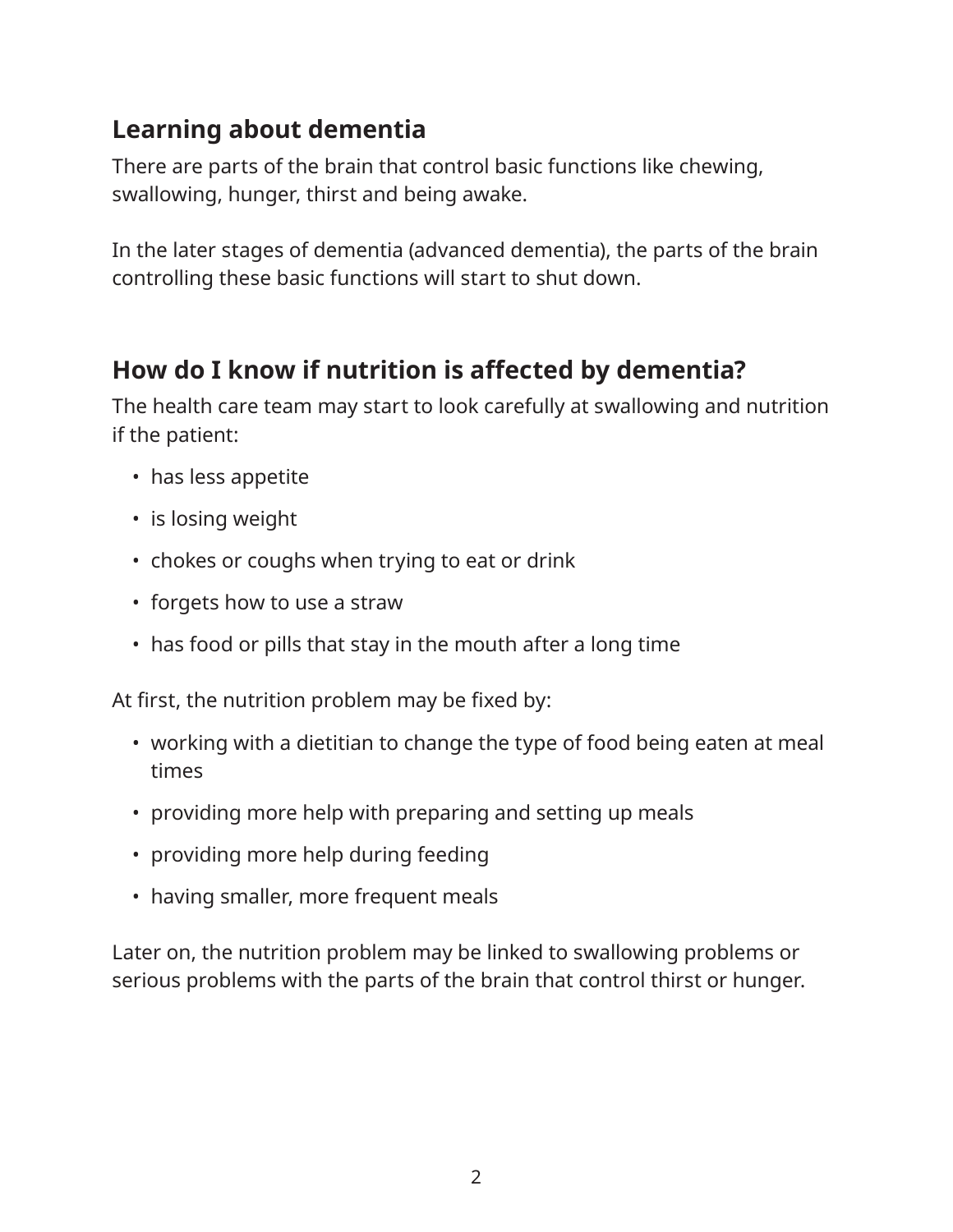## Learning about dementia

There are parts of the brain that control basic functions like chewing, swallowing, hunger, thirst and being awake.

In the later stages of dementia (advanced dementia), the parts of the brain controlling these basic functions will start to shut down.

## How do I know if nutrition is affected by dementia?

The health care team may start to look carefully at swallowing and nutrition if the patient:

- has less appetite
- is losing weight
- chokes or coughs when trying to eat or drink
- forgets how to use a straw
- has food or pills that stay in the mouth after a long time

At first, the nutrition problem may be fixed by:

- working with a dietitian to change the type of food being eaten at meal times
- providing more help with preparing and setting up meals
- providing more help during feeding
- having smaller, more frequent meals

Later on, the nutrition problem may be linked to swallowing problems or serious problems with the parts of the brain that control thirst or hunger.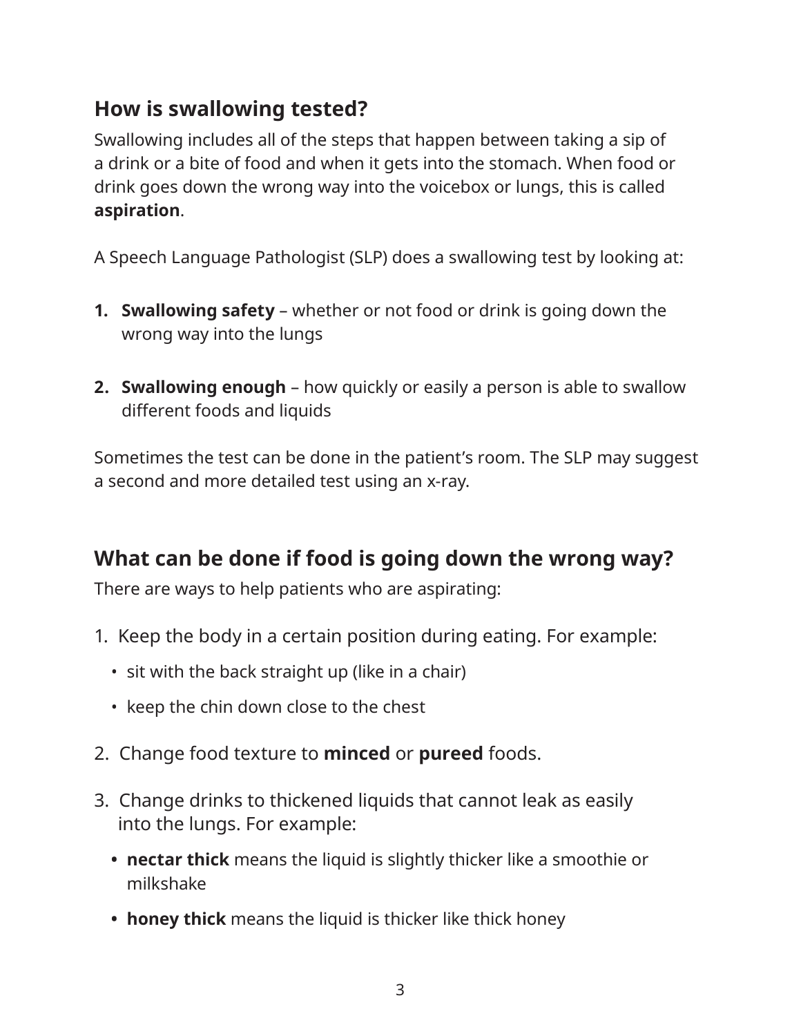## How is swallowing tested?

Swallowing includes all of the steps that happen between taking a sip of a drink or a bite of food and when it gets into the stomach. When food or drink goes down the wrong way into the voicebox or lungs, this is called **aspiration**.

A Speech Language Pathologist (SLP) does a swallowing test by looking at:

1. **Swallowing safety** – whether or not food or drink is going down the wrong way into the lungs
2. **Swallowing enough** – how quickly or easily a person is able to swallow different foods and liquids

Sometimes the test can be done in the patient's room. The SLP may suggest a second and more detailed test using an x-ray.

## What can be done if food is going down the wrong way?

There are ways to help patients who are aspirating:

1. Keep the body in a certain position during eating. For example:
   - sit with the back straight up (like in a chair)
   - keep the chin down close to the chest
2. Change food texture to **minced** or **pureed** foods.
3. Change drinks to thickened liquids that cannot leak as easily into the lungs. For example:
   - **nectar thick** means the liquid is slightly thicker like a smoothie or milkshake
   - **honey thick** means the liquid is thicker like thick honey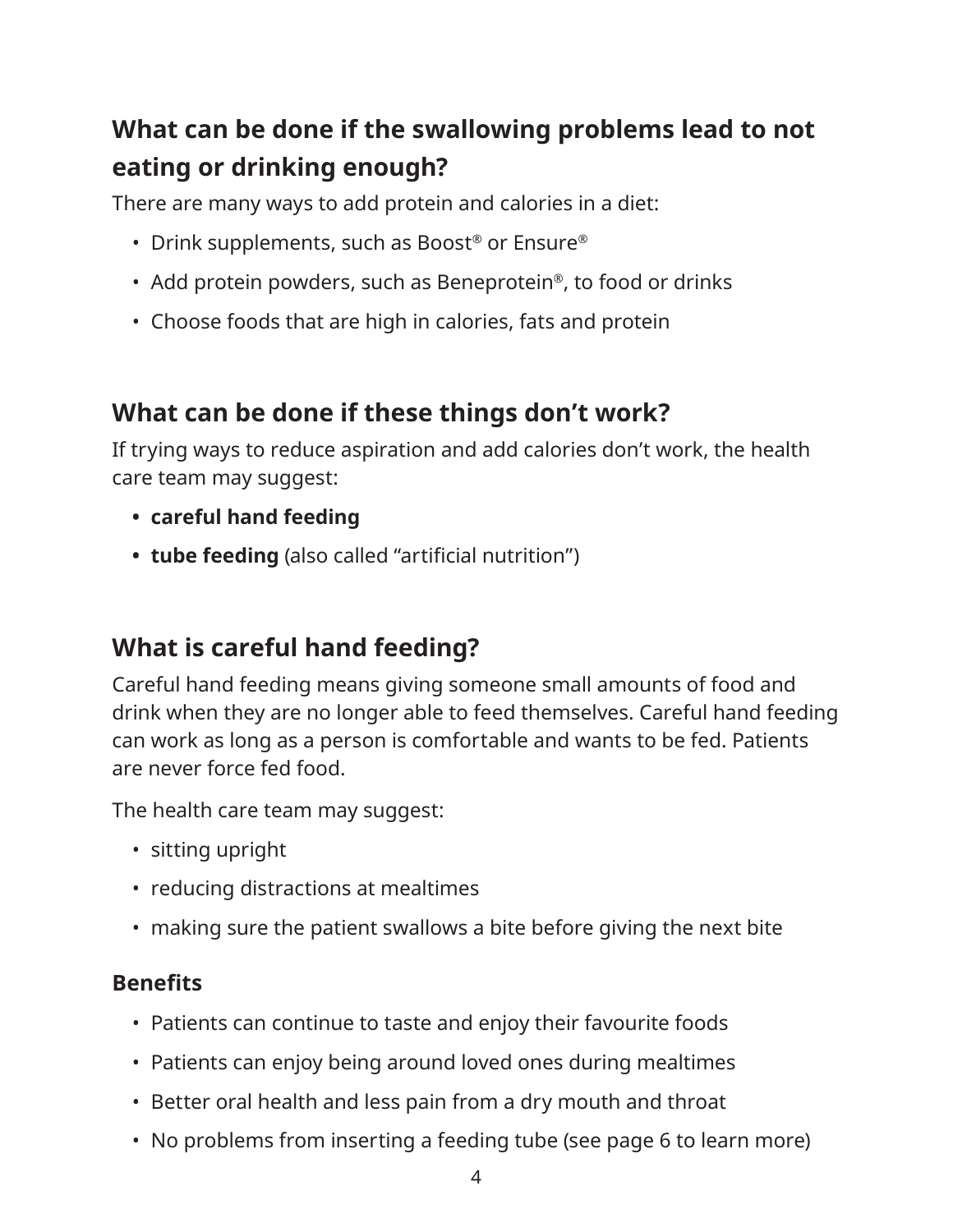## What can be done if the swallowing problems lead to not eating or drinking enough?

There are many ways to add protein and calories in a diet:

- Drink supplements, such as Boost® or Ensure®
- Add protein powders, such as Beneprotein®, to food or drinks
- Choose foods that are high in calories, fats and protein

## What can be done if these things don't work?

If trying ways to reduce aspiration and add calories don't work, the health care team may suggest:

- **careful hand feeding**
- **tube feeding** (also called "artificial nutrition")

## What is careful hand feeding?

Careful hand feeding means giving someone small amounts of food and drink when they are no longer able to feed themselves. Careful hand feeding can work as long as a person is comfortable and wants to be fed. Patients are never force fed food.

The health care team may suggest:

- sitting upright
- reducing distractions at mealtimes
- making sure the patient swallows a bite before giving the next bite

### Benefits

- Patients can continue to taste and enjoy their favourite foods
- Patients can enjoy being around loved ones during mealtimes
- Better oral health and less pain from a dry mouth and throat
- No problems from inserting a feeding tube (see page 6 to learn more)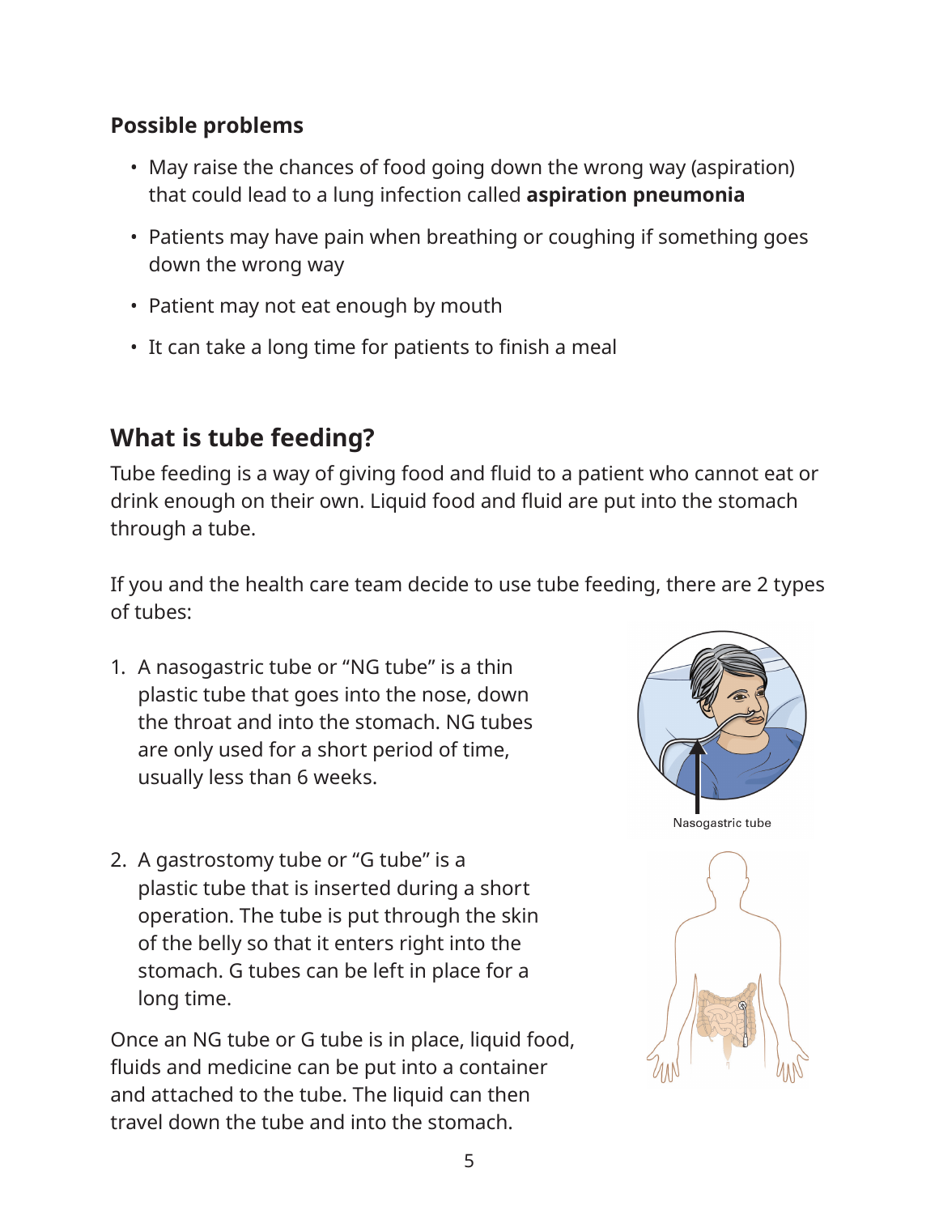### Possible problems

- May raise the chances of food going down the wrong way (aspiration) that could lead to a lung infection called **aspiration pneumonia**
- Patients may have pain when breathing or coughing if something goes down the wrong way
- Patient may not eat enough by mouth
- It can take a long time for patients to finish a meal

## What is tube feeding?

Tube feeding is a way of giving food and fluid to a patient who cannot eat or drink enough on their own. Liquid food and fluid are put into the stomach through a tube.

If you and the health care team decide to use tube feeding, there are 2 types of tubes:

1. A nasogastric tube or "NG tube" is a thin plastic tube that goes into the nose, down the throat and into the stomach. NG tubes are only used for a short period of time, usually less than 6 weeks.

Nasogastric tube

2. A gastrostomy tube or "G tube" is a plastic tube that is inserted during a short operation. The tube is put through the skin of the belly so that it enters right into the stomach. G tubes can be left in place for a long time.

Once an NG tube or G tube is in place, liquid food, fluids and medicine can be put into a container and attached to the tube. The liquid can then travel down the tube and into the stomach.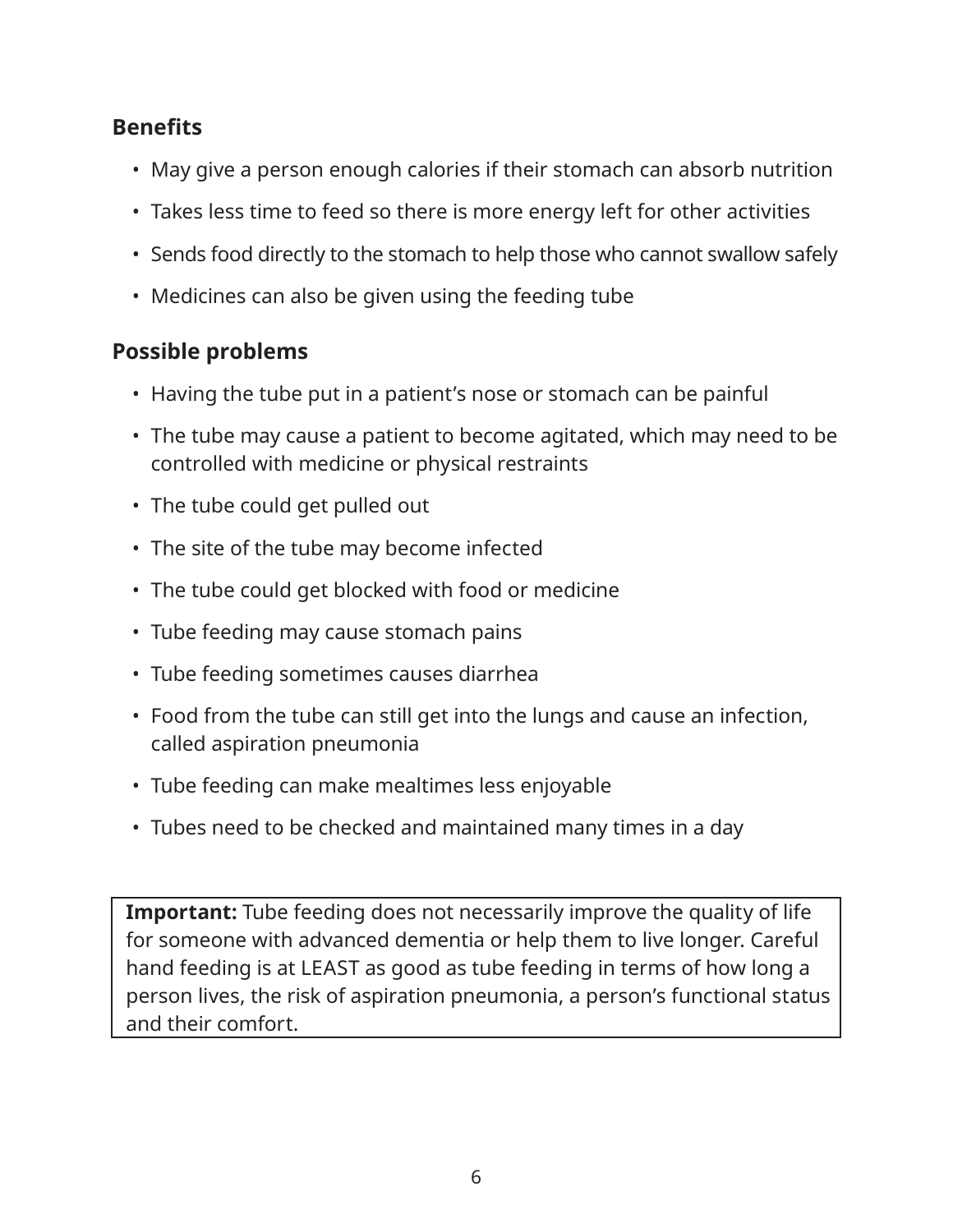**Benefits**

- May give a person enough calories if their stomach can absorb nutrition
- Takes less time to feed so there is more energy left for other activities
- Sends food directly to the stomach to help those who cannot swallow safely
- Medicines can also be given using the feeding tube

**Possible problems**

- Having the tube put in a patient's nose or stomach can be painful
- The tube may cause a patient to become agitated, which may need to be controlled with medicine or physical restraints
- The tube could get pulled out
- The site of the tube may become infected
- The tube could get blocked with food or medicine
- Tube feeding may cause stomach pains
- Tube feeding sometimes causes diarrhea
- Food from the tube can still get into the lungs and cause an infection, called aspiration pneumonia
- Tube feeding can make mealtimes less enjoyable
- Tubes need to be checked and maintained many times in a day

**Important:** Tube feeding does not necessarily improve the quality of life for someone with advanced dementia or help them to live longer. Careful hand feeding is at LEAST as good as tube feeding in terms of how long a person lives, the risk of aspiration pneumonia, a person's functional status and their comfort.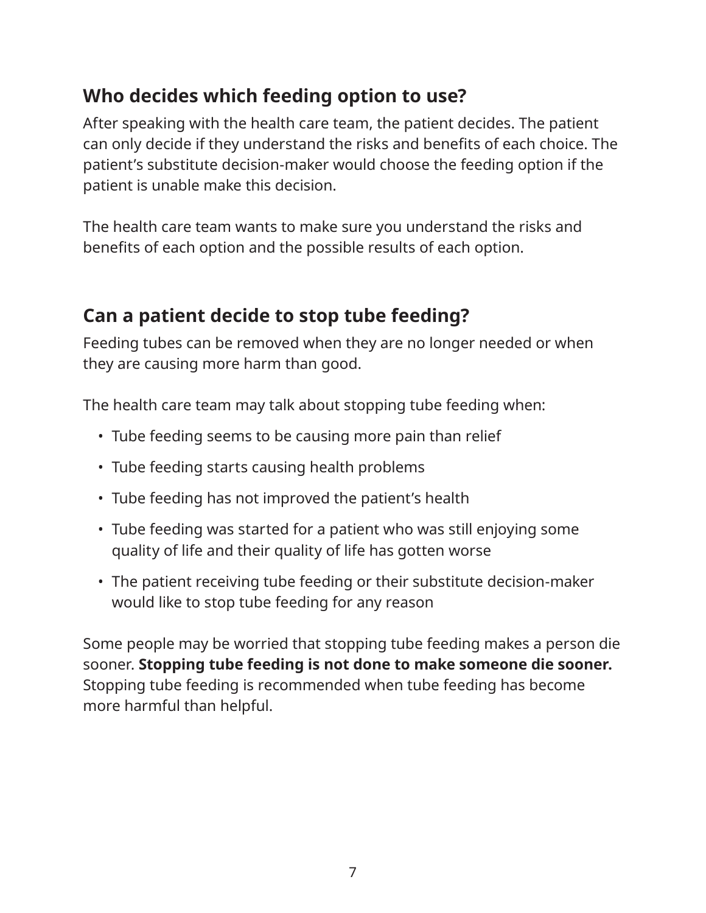## Who decides which feeding option to use?

After speaking with the health care team, the patient decides. The patient can only decide if they understand the risks and benefits of each choice. The patient's substitute decision-maker would choose the feeding option if the patient is unable make this decision.

The health care team wants to make sure you understand the risks and benefits of each option and the possible results of each option.

## Can a patient decide to stop tube feeding?

Feeding tubes can be removed when they are no longer needed or when they are causing more harm than good.

The health care team may talk about stopping tube feeding when:

- Tube feeding seems to be causing more pain than relief
- Tube feeding starts causing health problems
- Tube feeding has not improved the patient's health
- Tube feeding was started for a patient who was still enjoying some quality of life and their quality of life has gotten worse
- The patient receiving tube feeding or their substitute decision-maker would like to stop tube feeding for any reason

Some people may be worried that stopping tube feeding makes a person die sooner. **Stopping tube feeding is not done to make someone die sooner.** Stopping tube feeding is recommended when tube feeding has become more harmful than helpful.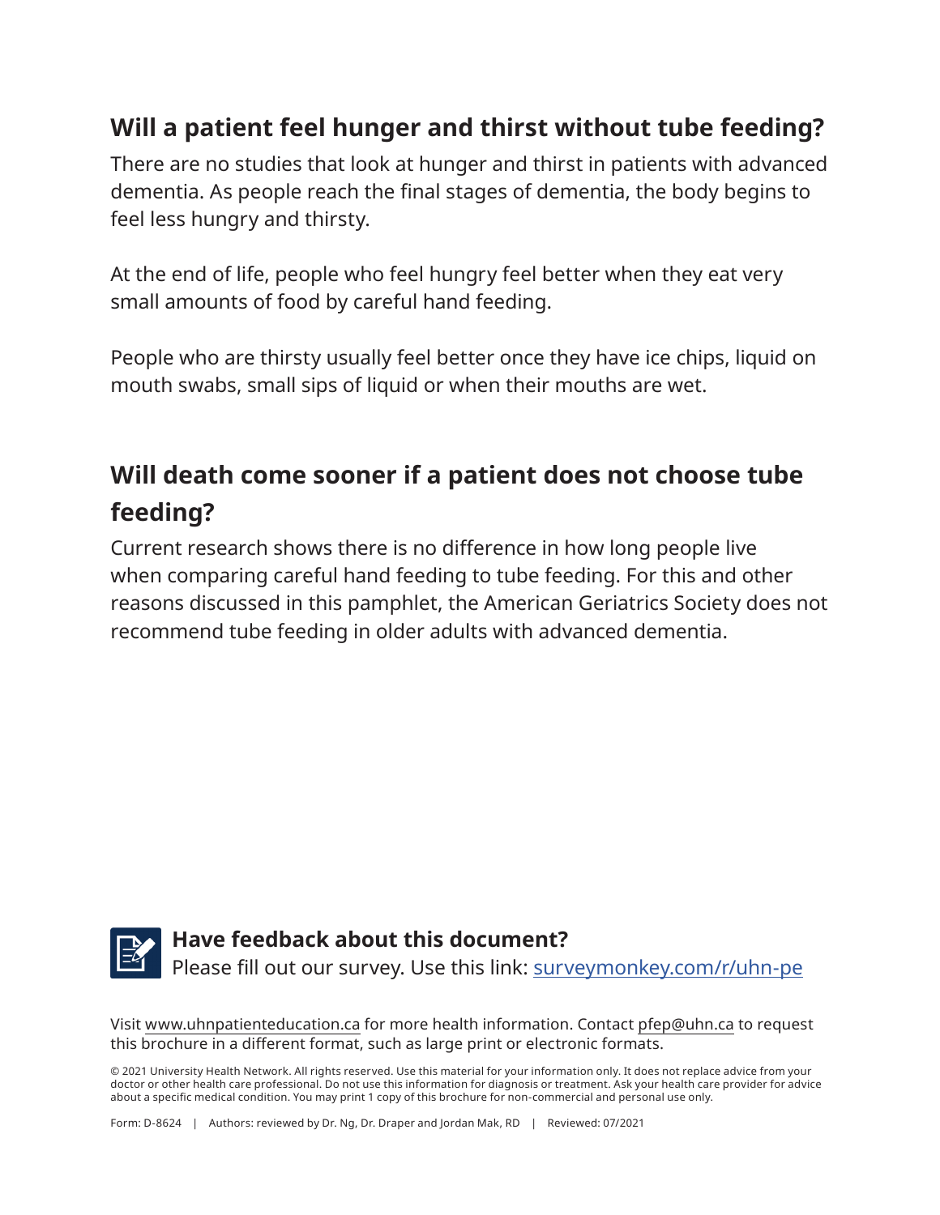## Will a patient feel hunger and thirst without tube feeding?

There are no studies that look at hunger and thirst in patients with advanced dementia. As people reach the final stages of dementia, the body begins to feel less hungry and thirsty.

At the end of life, people who feel hungry feel better when they eat very small amounts of food by careful hand feeding.

People who are thirsty usually feel better once they have ice chips, liquid on mouth swabs, small sips of liquid or when their mouths are wet.

## Will death come sooner if a patient does not choose tube feeding?

Current research shows there is no difference in how long people live when comparing careful hand feeding to tube feeding. For this and other reasons discussed in this pamphlet, the American Geriatrics Society does not recommend tube feeding in older adults with advanced dementia.

**Have feedback about this document?**
Please fill out our survey. Use this link: surveymonkey.com/r/uhn-pe

Visit www.uhnpatienteducation.ca for more health information. Contact pfep@uhn.ca to request this brochure in a different format, such as large print or electronic formats.

© 2021 University Health Network. All rights reserved. Use this material for your information only. It does not replace advice from your doctor or other health care professional. Do not use this information for diagnosis or treatment. Ask your health care provider for advice about a specific medical condition. You may print 1 copy of this brochure for non-commercial and personal use only.

Form: D-8624 | Authors: reviewed by Dr. Ng, Dr. Draper and Jordan Mak, RD | Reviewed: 07/2021